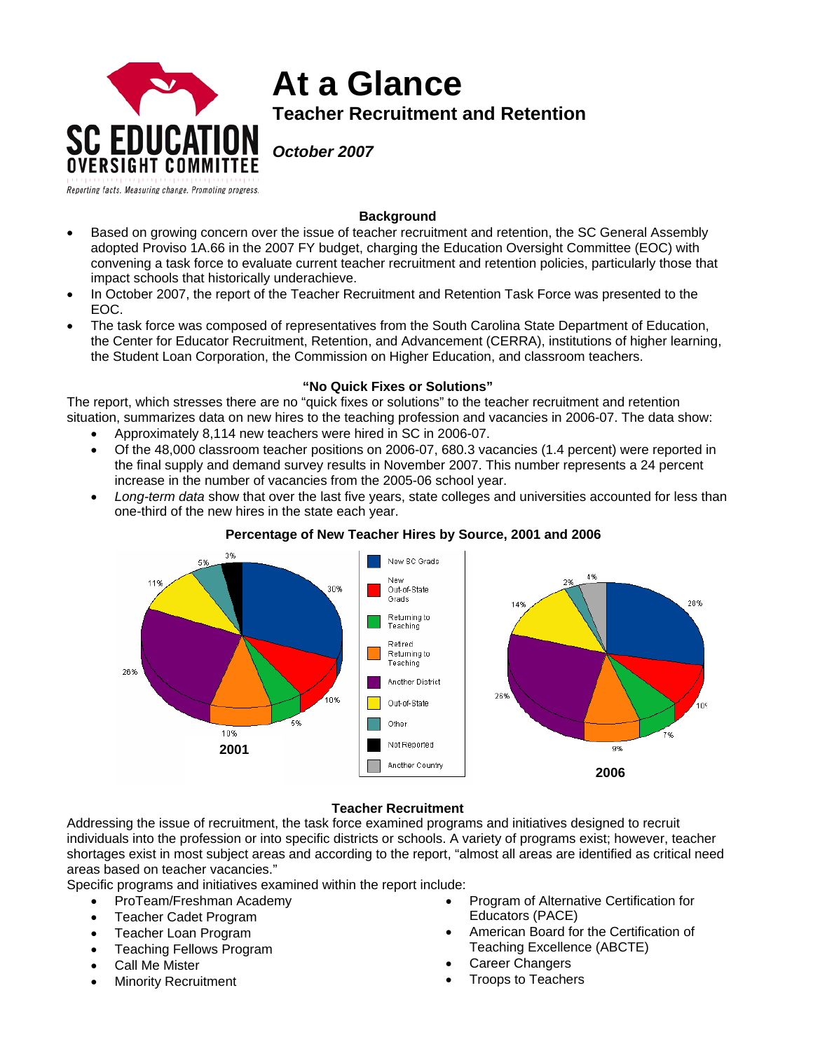# At a Glance

## Teacher Recruitment and Retention

***October 2007***

SC EDUCATION OVERSIGHT COMMITTEE

*Reporting facts. Measuring change. Promoting progress.*

### Background

- Based on growing concern over the issue of teacher recruitment and retention, the SC General Assembly adopted Proviso 1A.66 in the 2007 FY budget, charging the Education Oversight Committee (EOC) with convening a task force to evaluate current teacher recruitment and retention policies, particularly those that impact schools that historically underachieve.
- In October 2007, the report of the Teacher Recruitment and Retention Task Force was presented to the EOC.
- The task force was composed of representatives from the South Carolina State Department of Education, the Center for Educator Recruitment, Retention, and Advancement (CERRA), institutions of higher learning, the Student Loan Corporation, the Commission on Higher Education, and classroom teachers.

### "No Quick Fixes or Solutions"

The report, which stresses there are no "quick fixes or solutions" to the teacher recruitment and retention situation, summarizes data on new hires to the teaching profession and vacancies in 2006-07. The data show:

- Approximately 8,114 new teachers were hired in SC in 2006-07.
- Of the 48,000 classroom teacher positions on 2006-07, 680.3 vacancies (1.4 percent) were reported in the final supply and demand survey results in November 2007. This number represents a 24 percent increase in the number of vacancies from the 2005-06 school year.
- *Long-term data* show that over the last five years, state colleges and universities accounted for less than one-third of the new hires in the state each year.

**Percentage of New Teacher Hires by Source, 2001 and 2006**

| Source | 2001 | 2006 |
|---|---|---|
| New SC Grads | 30% | 28% |
| New Out-of-State Grads | 10% | 10% |
| Returning to Teaching | 5% | 7% |
| Retired Returning to Teaching | 10% | 9% |
| Another District | 26% | 26% |
| Out-of-State | 11% | 14% |
| Other | 5% | 2% |
| Not Reported | 3% | |
| Another Country | | 4% |

### Teacher Recruitment

Addressing the issue of recruitment, the task force examined programs and initiatives designed to recruit individuals into the profession or into specific districts or schools. A variety of programs exist; however, teacher shortages exist in most subject areas and according to the report, "almost all areas are identified as critical need areas based on teacher vacancies."

Specific programs and initiatives examined within the report include:

- ProTeam/Freshman Academy
- Teacher Cadet Program
- Teacher Loan Program
- Teaching Fellows Program
- Call Me Mister
- Minority Recruitment
- Program of Alternative Certification for Educators (PACE)
- American Board for the Certification of Teaching Excellence (ABCTE)
- Career Changers
- Troops to Teachers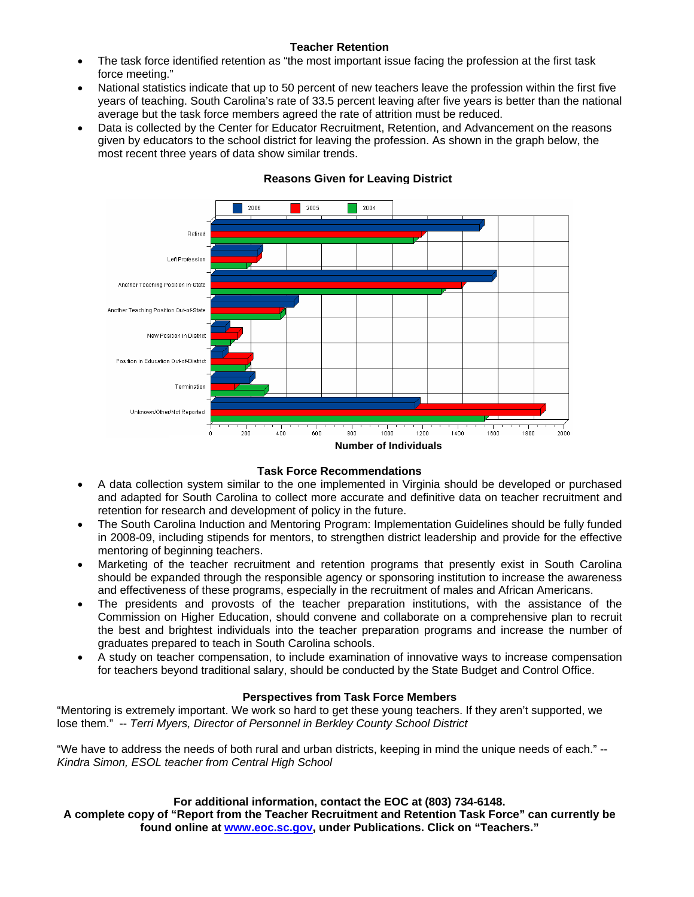**Teacher Retention**

- The task force identified retention as "the most important issue facing the profession at the first task force meeting."
- National statistics indicate that up to 50 percent of new teachers leave the profession within the first five years of teaching. South Carolina's rate of 33.5 percent leaving after five years is better than the national average but the task force members agreed the rate of attrition must be reduced.
- Data is collected by the Center for Educator Recruitment, Retention, and Advancement on the reasons given by educators to the school district for leaving the profession. As shown in the graph below, the most recent three years of data show similar trends.

**Reasons Given for Leaving District**

2006
2005
2004

Retired
Left Profession
Another Teaching Position In-State
Another Teaching Position Out-of-State
New Position In District
Position in Education Out-of-District
Termination
Unknown/Other/Not Reported

0
200
400
600
800
1000
1200
1400
1600
1800
2000

Number of Individuals

**Task Force Recommendations**

- A data collection system similar to the one implemented in Virginia should be developed or purchased and adapted for South Carolina to collect more accurate and definitive data on teacher recruitment and retention for research and development of policy in the future.
- The South Carolina Induction and Mentoring Program: Implementation Guidelines should be fully funded in 2008-09, including stipends for mentors, to strengthen district leadership and provide for the effective mentoring of beginning teachers.
- Marketing of the teacher recruitment and retention programs that presently exist in South Carolina should be expanded through the responsible agency or sponsoring institution to increase the awareness and effectiveness of these programs, especially in the recruitment of males and African Americans.
- The presidents and provosts of the teacher preparation institutions, with the assistance of the Commission on Higher Education, should convene and collaborate on a comprehensive plan to recruit the best and brightest individuals into the teacher preparation programs and increase the number of graduates prepared to teach in South Carolina schools.
- A study on teacher compensation, to include examination of innovative ways to increase compensation for teachers beyond traditional salary, should be conducted by the State Budget and Control Office.

**Perspectives from Task Force Members**

"Mentoring is extremely important. We work so hard to get these young teachers. If they aren't supported, we lose them." -- *Terri Myers, Director of Personnel in Berkley County School District*

"We have to address the needs of both rural and urban districts, keeping in mind the unique needs of each." -- *Kindra Simon, ESOL teacher from Central High School*

**For additional information, contact the EOC at (803) 734-6148.**
**A complete copy of "Report from the Teacher Recruitment and Retention Task Force" can currently be found online at [www.eoc.sc.gov](http://www.eoc.sc.gov), under Publications. Click on "Teachers."**